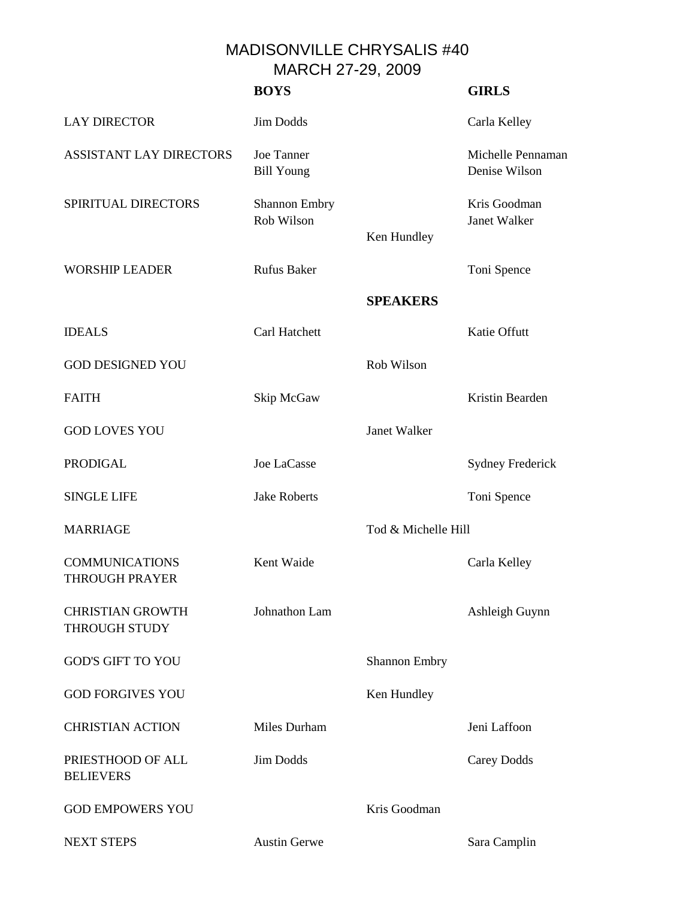# MADISONVILLE CHRYSALIS #40
## MARCH 27-29, 2009

| | BOYS | | GIRLS |
|---|---|---|---|
| LAY DIRECTOR | Jim Dodds | | Carla Kelley |
| ASSISTANT LAY DIRECTORS | Joe Tanner<br>Bill Young | | Michelle Pennaman<br>Denise Wilson |
| SPIRITUAL DIRECTORS | Shannon Embry<br>Rob Wilson | Ken Hundley | Kris Goodman<br>Janet Walker |
| WORSHIP LEADER | Rufus Baker | | Toni Spence |
| | | **SPEAKERS** | |
| IDEALS | Carl Hatchett | | Katie Offutt |
| GOD DESIGNED YOU | | Rob Wilson | |
| FAITH | Skip McGaw | | Kristin Bearden |
| GOD LOVES YOU | | Janet Walker | |
| PRODIGAL | Joe LaCasse | | Sydney Frederick |
| SINGLE LIFE | Jake Roberts | | Toni Spence |
| MARRIAGE | | Tod & Michelle Hill | |
| COMMUNICATIONS THROUGH PRAYER | Kent Waide | | Carla Kelley |
| CHRISTIAN GROWTH THROUGH STUDY | Johnathon Lam | | Ashleigh Guynn |
| GOD'S GIFT TO YOU | | Shannon Embry | |
| GOD FORGIVES YOU | | Ken Hundley | |
| CHRISTIAN ACTION | Miles Durham | | Jeni Laffoon |
| PRIESTHOOD OF ALL BELIEVERS | Jim Dodds | | Carey Dodds |
| GOD EMPOWERS YOU | | Kris Goodman | |
| NEXT STEPS | Austin Gerwe | | Sara Camplin |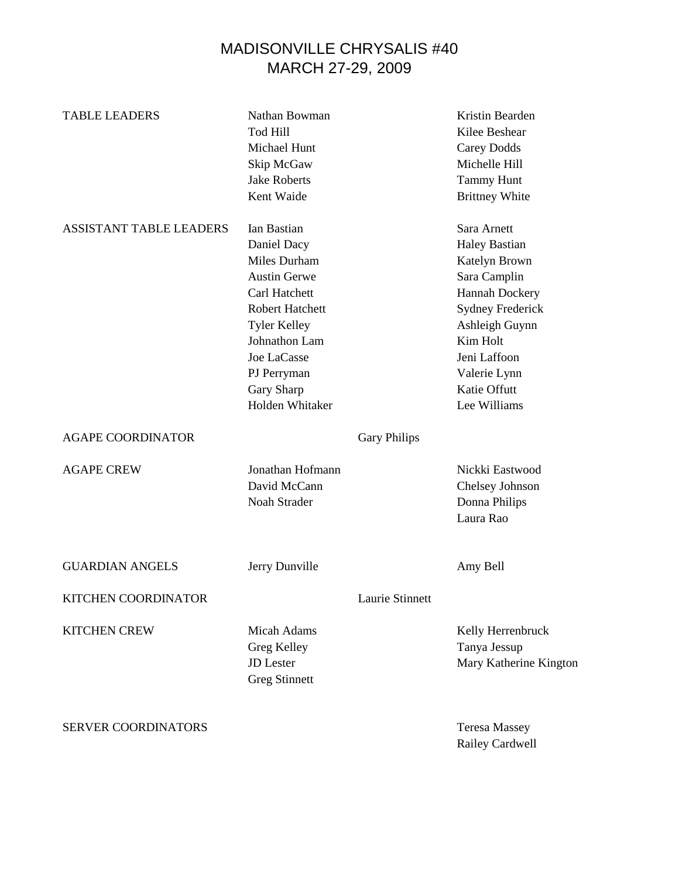# MADISONVILLE CHRYSALIS #40
# MARCH 27-29, 2009

| | | | |
|---|---|---|---|
| TABLE LEADERS | Nathan Bowman | | Kristin Bearden |
| | Tod Hill | | Kilee Beshear |
| | Michael Hunt | | Carey Dodds |
| | Skip McGaw | | Michelle Hill |
| | Jake Roberts | | Tammy Hunt |
| | Kent Waide | | Brittney White |
| ASSISTANT TABLE LEADERS | Ian Bastian | | Sara Arnett |
| | Daniel Dacy | | Haley Bastian |
| | Miles Durham | | Katelyn Brown |
| | Austin Gerwe | | Sara Camplin |
| | Carl Hatchett | | Hannah Dockery |
| | Robert Hatchett | | Sydney Frederick |
| | Tyler Kelley | | Ashleigh Guynn |
| | Johnathon Lam | | Kim Holt |
| | Joe LaCasse | | Jeni Laffoon |
| | PJ Perryman | | Valerie Lynn |
| | Gary Sharp | | Katie Offutt |
| | Holden Whitaker | | Lee Williams |
| AGAPE COORDINATOR | | Gary Philips | |
| AGAPE CREW | Jonathan Hofmann | | Nickki Eastwood |
| | David McCann | | Chelsey Johnson |
| | Noah Strader | | Donna Philips |
| | | | Laura Rao |
| GUARDIAN ANGELS | Jerry Dunville | | Amy Bell |
| KITCHEN COORDINATOR | | Laurie Stinnett | |
| KITCHEN CREW | Micah Adams | | Kelly Herrenbruck |
| | Greg Kelley | | Tanya Jessup |
| | JD Lester | | Mary Katherine Kington |
| | Greg Stinnett | | |
| SERVER COORDINATORS | | | Teresa Massey |
| | | | Railey Cardwell |